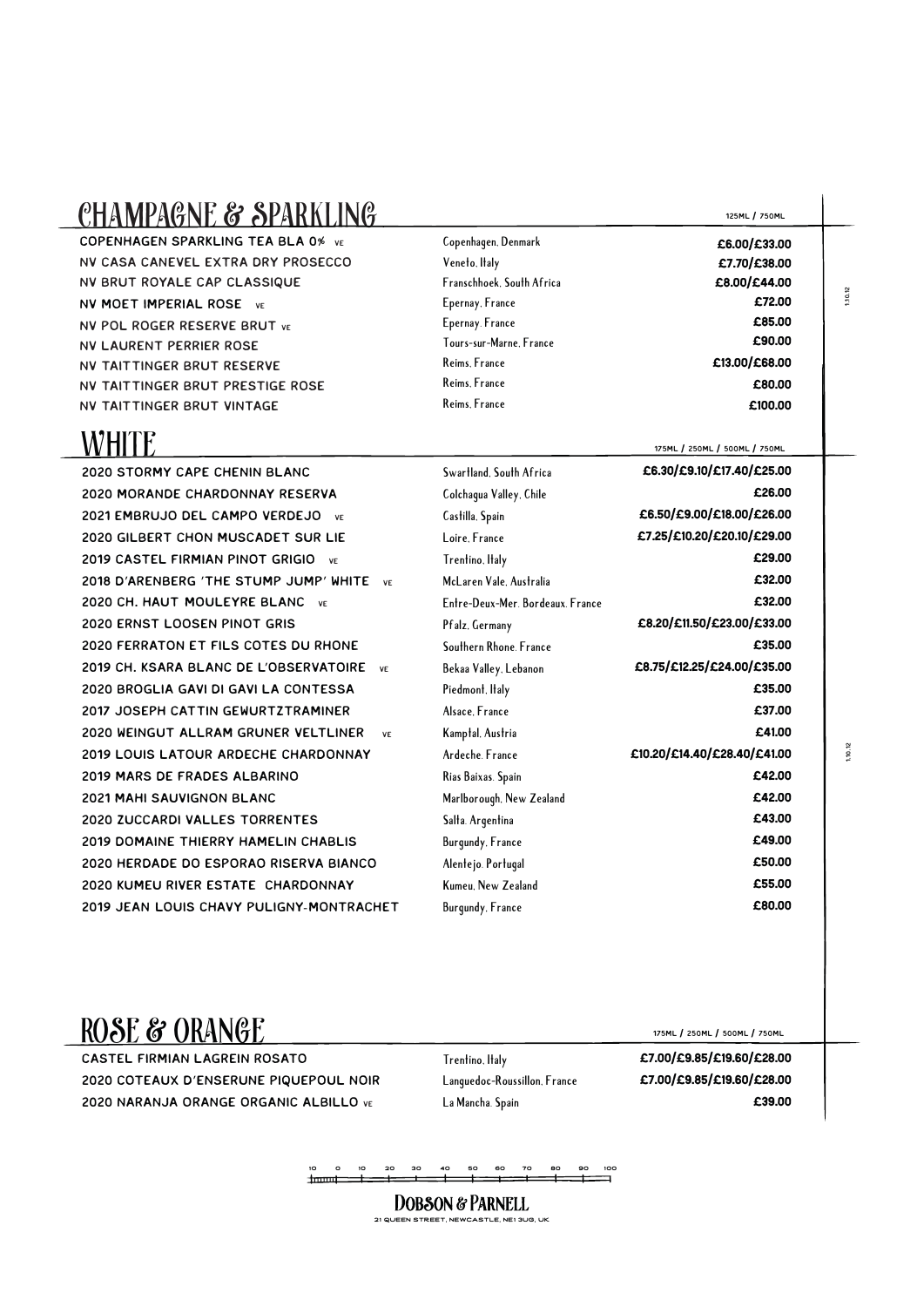## CHAMPAGNE & SPARKLING

| | | 125ML / 750ML |
|---|---|---|
| COPENHAGEN SPARKLING TEA BLA 0% VE | Copenhagen, Denmark | £6.00/£33.00 |
| NV CASA CANEVEL EXTRA DRY PROSECCO | Veneto, Italy | £7.70/£38.00 |
| NV BRUT ROYALE CAP CLASSIQUE | Franschhoek, South Africa | £8.00/£44.00 |
| NV MOET IMPERIAL ROSE VE | Epernay, France | £72.00 |
| NV POL ROGER RESERVE BRUT VE | Epernay, France | £85.00 |
| NV LAURENT PERRIER ROSE | Tours-sur-Marne, France | £90.00 |
| NV TAITTINGER BRUT RESERVE | Reims, France | £13.00/£68.00 |
| NV TAITTINGER BRUT PRESTIGE ROSE | Reims, France | £80.00 |
| NV TAITTINGER BRUT VINTAGE | Reims, France | £100.00 |

## WHITE

| | | 175ML / 250ML / 500ML / 750ML |
|---|---|---|
| 2020 STORMY CAPE CHENIN BLANC | Swartland, South Africa | £6.30/£9.10/£17.40/£25.00 |
| 2020 MORANDE CHARDONNAY RESERVA | Colchagua Valley, Chile | £26.00 |
| 2021 EMBRUJO DEL CAMPO VERDEJO VE | Castilla, Spain | £6.50/£9.00/£18.00/£26.00 |
| 2020 GILBERT CHON MUSCADET SUR LIE | Loire, France | £7.25/£10.20/£20.10/£29.00 |
| 2019 CASTEL FIRMIAN PINOT GRIGIO VE | Trentino, Italy | £29.00 |
| 2018 D'ARENBERG 'THE STUMP JUMP' WHITE VE | McLaren Vale, Australia | £32.00 |
| 2020 CH. HAUT MOULEYRE BLANC VE | Entre-Deux-Mer, Bordeaux, France | £32.00 |
| 2020 ERNST LOOSEN PINOT GRIS | Pfalz, Germany | £8.20/£11.50/£23.00/£33.00 |
| 2020 FERRATON ET FILS COTES DU RHONE | Southern Rhone, France | £35.00 |
| 2019 CH. KSARA BLANC DE L'OBSERVATOIRE VE | Bekaa Valley, Lebanon | £8.75/£12.25/£24.00/£35.00 |
| 2020 BROGLIA GAVI DI GAVI LA CONTESSA | Piedmont, Italy | £35.00 |
| 2017 JOSEPH CATTIN GEWURTZTRAMINER | Alsace, France | £37.00 |
| 2020 WEINGUT ALLRAM GRUNER VELTLINER VE | Kamptal, Austria | £41.00 |
| 2019 LOUIS LATOUR ARDECHE CHARDONNAY | Ardeche, France | £10.20/£14.40/£28.40/£41.00 |
| 2019 MARS DE FRADES ALBARINO | Rias Baixas, Spain | £42.00 |
| 2021 MAHI SAUVIGNON BLANC | Marlborough, New Zealand | £42.00 |
| 2020 ZUCCARDI VALLES TORRENTES | Salta, Argentina | £43.00 |
| 2019 DOMAINE THIERRY HAMELIN CHABLIS | Burgundy, France | £49.00 |
| 2020 HERDADE DO ESPORAO RISERVA BIANCO | Alentejo, Portugal | £50.00 |
| 2020 KUMEU RIVER ESTATE CHARDONNAY | Kumeu, New Zealand | £55.00 |
| 2019 JEAN LOUIS CHAVY PULIGNY-MONTRACHET | Burgundy, France | £80.00 |

## ROSE & ORANGE

| | | 175ML / 250ML / 500ML / 750ML |
|---|---|---|
| CASTEL FIRMIAN LAGREIN ROSATO | Trentino, Italy | £7.00/£9.85/£19.60/£28.00 |
| 2020 COTEAUX D'ENSERUNE PIQUEPOUL NOIR | Languedoc-Roussillon, France | £7.00/£9.85/£19.60/£28.00 |
| 2020 NARANJA ORANGE ORGANIC ALBILLO VE | La Mancha, Spain | £39.00 |

**DOBSON & PARNELL**

21 QUEEN STREET, NEWCASTLE, NE1 3UG, UK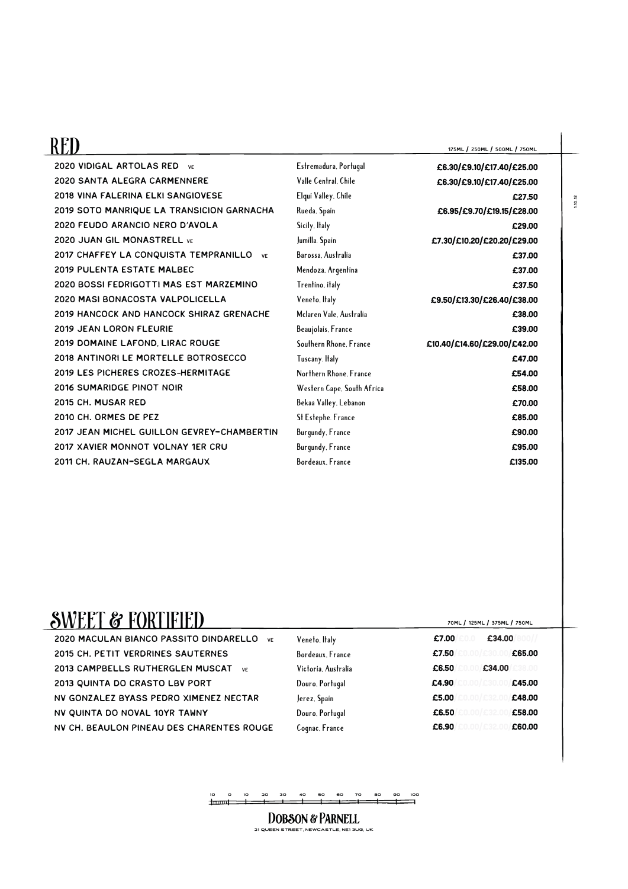# RED

| Wine | Region | 175ML / 250ML / 500ML / 750ML |
|---|---|---|
| 2020 VIDIGAL ARTOLAS RED VE | Estremadura, Portugal | £6.30/£9.10/£17.40/£25.00 |
| 2020 SANTA ALEGRA CARMENNERE | Valle Central, Chile | £6.30/£9.10/£17.40/£25.00 |
| 2018 VINA FALERINA ELKI SANGIOVESE | Elqui Valley, Chile | £27.50 |
| 2019 SOTO MANRIQUE LA TRANSICION GARNACHA | Rueda, Spain | £6.95/£9.70/£19.15/£28.00 |
| 2020 FEUDO ARANCIO NERO D'AVOLA | Sicily, Italy | £29.00 |
| 2020 JUAN GIL MONASTRELL VE | Jumilla, Spain | £7.30/£10.20/£20.20/£29.00 |
| 2017 CHAFFEY LA CONQUISTA TEMPRANILLO VE | Barossa, Australia | £37.00 |
| 2019 PULENTA ESTATE MALBEC | Mendoza, Argentina | £37.00 |
| 2020 BOSSI FEDRIGOTTI MAS EST MARZEMINO | Trentino, italy | £37.50 |
| 2020 MASI BONACOSTA VALPOLICELLA | Veneto, Italy | £9.50/£13.30/£26.40/£38.00 |
| 2019 HANCOCK AND HANCOCK SHIRAZ GRENACHE | Mclaren Vale, Australia | £38.00 |
| 2019 JEAN LORON FLEURIE | Beaujolais, France | £39.00 |
| 2019 DOMAINE LAFOND, LIRAC ROUGE | Southern Rhone, France | £10.40/£14.60/£29.00/£42.00 |
| 2018 ANTINORI LE MORTELLE BOTROSECCO | Tuscany, Italy | £47.00 |
| 2019 LES PICHERES CROZES-HERMITAGE | Northern Rhone, France | £54.00 |
| 2016 SUMARIDGE PINOT NOIR | Western Cape, South Africa | £58.00 |
| 2015 CH. MUSAR RED | Bekaa Valley, Lebanon | £70.00 |
| 2010 CH. ORMES DE PEZ | St Estephe, France | £85.00 |
| 2017 JEAN MICHEL GUILLON GEVREY-CHAMBERTIN | Burgundy, France | £90.00 |
| 2017 XAVIER MONNOT VOLNAY 1ER CRU | Burgundy, France | £95.00 |
| 2011 CH. RAUZAN-SEGLA MARGAUX | Bordeaux, France | £135.00 |

# SWEET & FORTIFIED

| Wine | Region | 70ML | 125ML | 375ML | 750ML |
|---|---|---|---|---|---|
| 2020 MACULAN BIANCO PASSITO DINDARELLO VE | Veneto, Italy | £7.00 | | £34.00 | |
| 2015 CH. PETIT VERDRINES SAUTERNES | Bordeaux, France | £7.50 | | | £65.00 |
| 2013 CAMPBELLS RUTHERGLEN MUSCAT VE | Victoria, Australia | £6.50 | | £34.00 | |
| 2013 QUINTA DO CRASTO LBV PORT | Douro, Portugal | £4.90 | | | £45.00 |
| NV GONZALEZ BYASS PEDRO XIMENEZ NECTAR | Jerez, Spain | £5.00 | | | £48.00 |
| NV QUINTA DO NOVAL 10YR TAWNY | Douro, Portugal | £6.50 | | | £58.00 |
| NV CH. BEAULON PINEAU DES CHARENTES ROUGE | Cognac, France | £6.90 | | | £60.00 |

DOBSON & PARNELL
21 QUEEN STREET, NEWCASTLE, NE1 3UG, UK